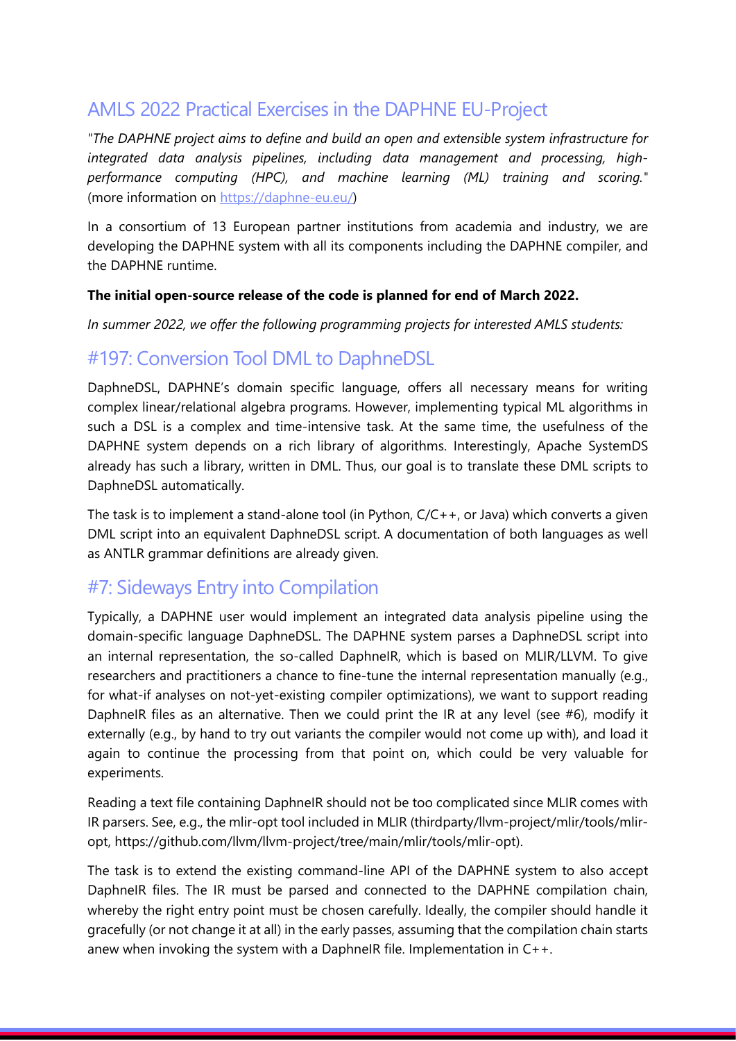# AMLS 2022 Practical Exercises in the DAPHNE EU-Project

*"The DAPHNE project aims to define and build an open and extensible system infrastructure for integrated data analysis pipelines, including data management and processing, high-performance computing (HPC), and machine learning (ML) training and scoring."* (more information on https://daphne-eu.eu/)

In a consortium of 13 European partner institutions from academia and industry, we are developing the DAPHNE system with all its components including the DAPHNE compiler, and the DAPHNE runtime.

**The initial open-source release of the code is planned for end of March 2022.**

*In summer 2022, we offer the following programming projects for interested AMLS students:*

## #197: Conversion Tool DML to DaphneDSL

DaphneDSL, DAPHNE's domain specific language, offers all necessary means for writing complex linear/relational algebra programs. However, implementing typical ML algorithms in such a DSL is a complex and time-intensive task. At the same time, the usefulness of the DAPHNE system depends on a rich library of algorithms. Interestingly, Apache SystemDS already has such a library, written in DML. Thus, our goal is to translate these DML scripts to DaphneDSL automatically.

The task is to implement a stand-alone tool (in Python, C/C++, or Java) which converts a given DML script into an equivalent DaphneDSL script. A documentation of both languages as well as ANTLR grammar definitions are already given.

## #7: Sideways Entry into Compilation

Typically, a DAPHNE user would implement an integrated data analysis pipeline using the domain-specific language DaphneDSL. The DAPHNE system parses a DaphneDSL script into an internal representation, the so-called DaphneIR, which is based on MLIR/LLVM. To give researchers and practitioners a chance to fine-tune the internal representation manually (e.g., for what-if analyses on not-yet-existing compiler optimizations), we want to support reading DaphneIR files as an alternative. Then we could print the IR at any level (see #6), modify it externally (e.g., by hand to try out variants the compiler would not come up with), and load it again to continue the processing from that point on, which could be very valuable for experiments.

Reading a text file containing DaphneIR should not be too complicated since MLIR comes with IR parsers. See, e.g., the mlir-opt tool included in MLIR (thirdparty/llvm-project/mlir/tools/mlir-opt, https://github.com/llvm/llvm-project/tree/main/mlir/tools/mlir-opt).

The task is to extend the existing command-line API of the DAPHNE system to also accept DaphneIR files. The IR must be parsed and connected to the DAPHNE compilation chain, whereby the right entry point must be chosen carefully. Ideally, the compiler should handle it gracefully (or not change it at all) in the early passes, assuming that the compilation chain starts anew when invoking the system with a DaphneIR file. Implementation in C++.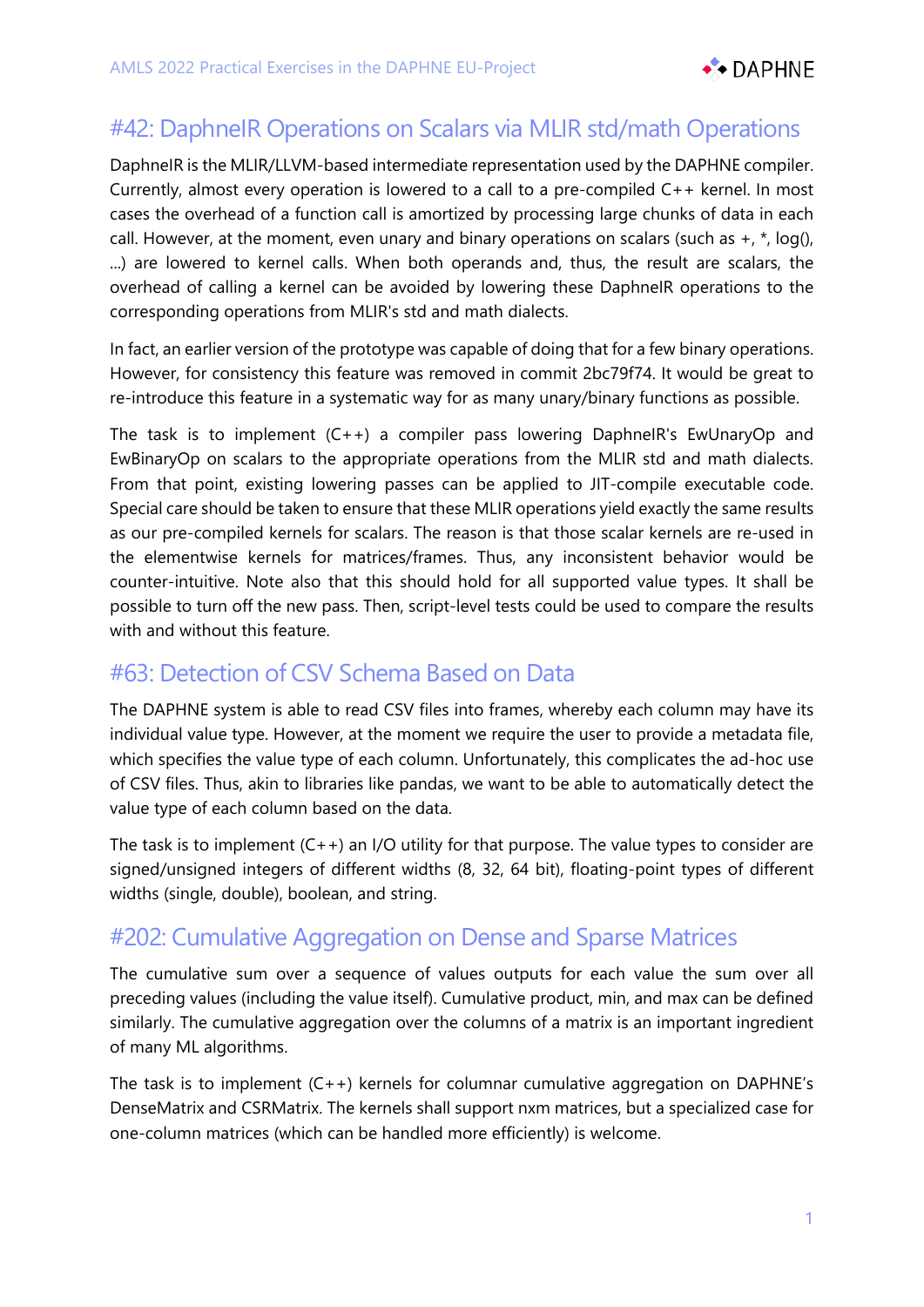## #42: DaphneIR Operations on Scalars via MLIR std/math Operations

DaphneIR is the MLIR/LLVM-based intermediate representation used by the DAPHNE compiler. Currently, almost every operation is lowered to a call to a pre-compiled C++ kernel. In most cases the overhead of a function call is amortized by processing large chunks of data in each call. However, at the moment, even unary and binary operations on scalars (such as +, *, log(), ...) are lowered to kernel calls. When both operands and, thus, the result are scalars, the overhead of calling a kernel can be avoided by lowering these DaphneIR operations to the corresponding operations from MLIR's std and math dialects.

In fact, an earlier version of the prototype was capable of doing that for a few binary operations. However, for consistency this feature was removed in commit 2bc79f74. It would be great to re-introduce this feature in a systematic way for as many unary/binary functions as possible.

The task is to implement (C++) a compiler pass lowering DaphneIR's EwUnaryOp and EwBinaryOp on scalars to the appropriate operations from the MLIR std and math dialects. From that point, existing lowering passes can be applied to JIT-compile executable code. Special care should be taken to ensure that these MLIR operations yield exactly the same results as our pre-compiled kernels for scalars. The reason is that those scalar kernels are re-used in the elementwise kernels for matrices/frames. Thus, any inconsistent behavior would be counter-intuitive. Note also that this should hold for all supported value types. It shall be possible to turn off the new pass. Then, script-level tests could be used to compare the results with and without this feature.

## #63: Detection of CSV Schema Based on Data

The DAPHNE system is able to read CSV files into frames, whereby each column may have its individual value type. However, at the moment we require the user to provide a metadata file, which specifies the value type of each column. Unfortunately, this complicates the ad-hoc use of CSV files. Thus, akin to libraries like pandas, we want to be able to automatically detect the value type of each column based on the data.

The task is to implement (C++) an I/O utility for that purpose. The value types to consider are signed/unsigned integers of different widths (8, 32, 64 bit), floating-point types of different widths (single, double), boolean, and string.

## #202: Cumulative Aggregation on Dense and Sparse Matrices

The cumulative sum over a sequence of values outputs for each value the sum over all preceding values (including the value itself). Cumulative product, min, and max can be defined similarly. The cumulative aggregation over the columns of a matrix is an important ingredient of many ML algorithms.

The task is to implement (C++) kernels for columnar cumulative aggregation on DAPHNE's DenseMatrix and CSRMatrix. The kernels shall support nxm matrices, but a specialized case for one-column matrices (which can be handled more efficiently) is welcome.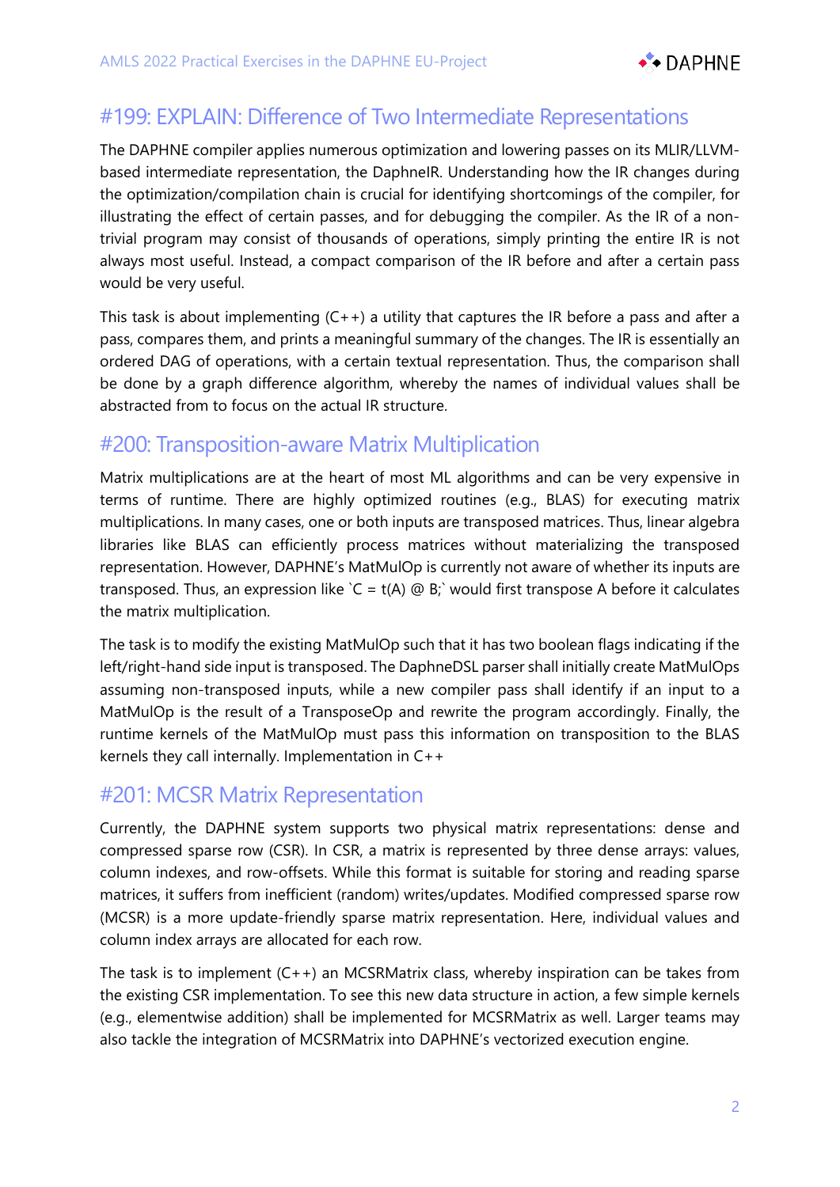## #199: EXPLAIN: Difference of Two Intermediate Representations

The DAPHNE compiler applies numerous optimization and lowering passes on its MLIR/LLVM-based intermediate representation, the DaphneIR. Understanding how the IR changes during the optimization/compilation chain is crucial for identifying shortcomings of the compiler, for illustrating the effect of certain passes, and for debugging the compiler. As the IR of a non-trivial program may consist of thousands of operations, simply printing the entire IR is not always most useful. Instead, a compact comparison of the IR before and after a certain pass would be very useful.

This task is about implementing (C++) a utility that captures the IR before a pass and after a pass, compares them, and prints a meaningful summary of the changes. The IR is essentially an ordered DAG of operations, with a certain textual representation. Thus, the comparison shall be done by a graph difference algorithm, whereby the names of individual values shall be abstracted from to focus on the actual IR structure.

## #200: Transposition-aware Matrix Multiplication

Matrix multiplications are at the heart of most ML algorithms and can be very expensive in terms of runtime. There are highly optimized routines (e.g., BLAS) for executing matrix multiplications. In many cases, one or both inputs are transposed matrices. Thus, linear algebra libraries like BLAS can efficiently process matrices without materializing the transposed representation. However, DAPHNE's MatMulOp is currently not aware of whether its inputs are transposed. Thus, an expression like `C = t(A) @ B;` would first transpose A before it calculates the matrix multiplication.

The task is to modify the existing MatMulOp such that it has two boolean flags indicating if the left/right-hand side input is transposed. The DaphneDSL parser shall initially create MatMulOps assuming non-transposed inputs, while a new compiler pass shall identify if an input to a MatMulOp is the result of a TransposeOp and rewrite the program accordingly. Finally, the runtime kernels of the MatMulOp must pass this information on transposition to the BLAS kernels they call internally. Implementation in C++

## #201: MCSR Matrix Representation

Currently, the DAPHNE system supports two physical matrix representations: dense and compressed sparse row (CSR). In CSR, a matrix is represented by three dense arrays: values, column indexes, and row-offsets. While this format is suitable for storing and reading sparse matrices, it suffers from inefficient (random) writes/updates. Modified compressed sparse row (MCSR) is a more update-friendly sparse matrix representation. Here, individual values and column index arrays are allocated for each row.

The task is to implement (C++) an MCSRMatrix class, whereby inspiration can be takes from the existing CSR implementation. To see this new data structure in action, a few simple kernels (e.g., elementwise addition) shall be implemented for MCSRMatrix as well. Larger teams may also tackle the integration of MCSRMatrix into DAPHNE's vectorized execution engine.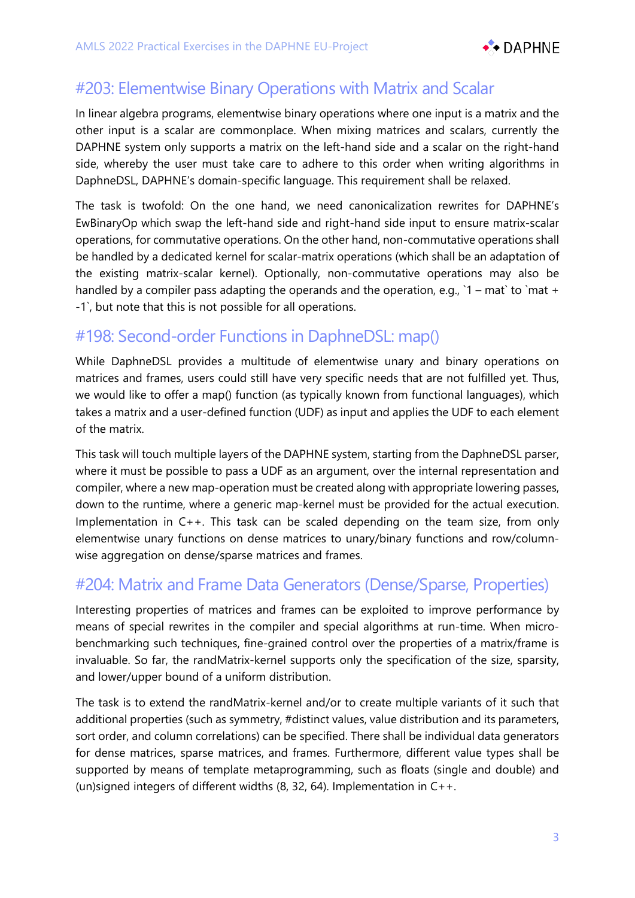## #203: Elementwise Binary Operations with Matrix and Scalar

In linear algebra programs, elementwise binary operations where one input is a matrix and the other input is a scalar are commonplace. When mixing matrices and scalars, currently the DAPHNE system only supports a matrix on the left-hand side and a scalar on the right-hand side, whereby the user must take care to adhere to this order when writing algorithms in DaphneDSL, DAPHNE's domain-specific language. This requirement shall be relaxed.

The task is twofold: On the one hand, we need canonicalization rewrites for DAPHNE's EwBinaryOp which swap the left-hand side and right-hand side input to ensure matrix-scalar operations, for commutative operations. On the other hand, non-commutative operations shall be handled by a dedicated kernel for scalar-matrix operations (which shall be an adaptation of the existing matrix-scalar kernel). Optionally, non-commutative operations may also be handled by a compiler pass adapting the operands and the operation, e.g., `1 – mat` to `mat + -1`, but note that this is not possible for all operations.

## #198: Second-order Functions in DaphneDSL: map()

While DaphneDSL provides a multitude of elementwise unary and binary operations on matrices and frames, users could still have very specific needs that are not fulfilled yet. Thus, we would like to offer a map() function (as typically known from functional languages), which takes a matrix and a user-defined function (UDF) as input and applies the UDF to each element of the matrix.

This task will touch multiple layers of the DAPHNE system, starting from the DaphneDSL parser, where it must be possible to pass a UDF as an argument, over the internal representation and compiler, where a new map-operation must be created along with appropriate lowering passes, down to the runtime, where a generic map-kernel must be provided for the actual execution. Implementation in C++. This task can be scaled depending on the team size, from only elementwise unary functions on dense matrices to unary/binary functions and row/column-wise aggregation on dense/sparse matrices and frames.

## #204: Matrix and Frame Data Generators (Dense/Sparse, Properties)

Interesting properties of matrices and frames can be exploited to improve performance by means of special rewrites in the compiler and special algorithms at run-time. When micro-benchmarking such techniques, fine-grained control over the properties of a matrix/frame is invaluable. So far, the randMatrix-kernel supports only the specification of the size, sparsity, and lower/upper bound of a uniform distribution.

The task is to extend the randMatrix-kernel and/or to create multiple variants of it such that additional properties (such as symmetry, #distinct values, value distribution and its parameters, sort order, and column correlations) can be specified. There shall be individual data generators for dense matrices, sparse matrices, and frames. Furthermore, different value types shall be supported by means of template metaprogramming, such as floats (single and double) and (un)signed integers of different widths (8, 32, 64). Implementation in C++.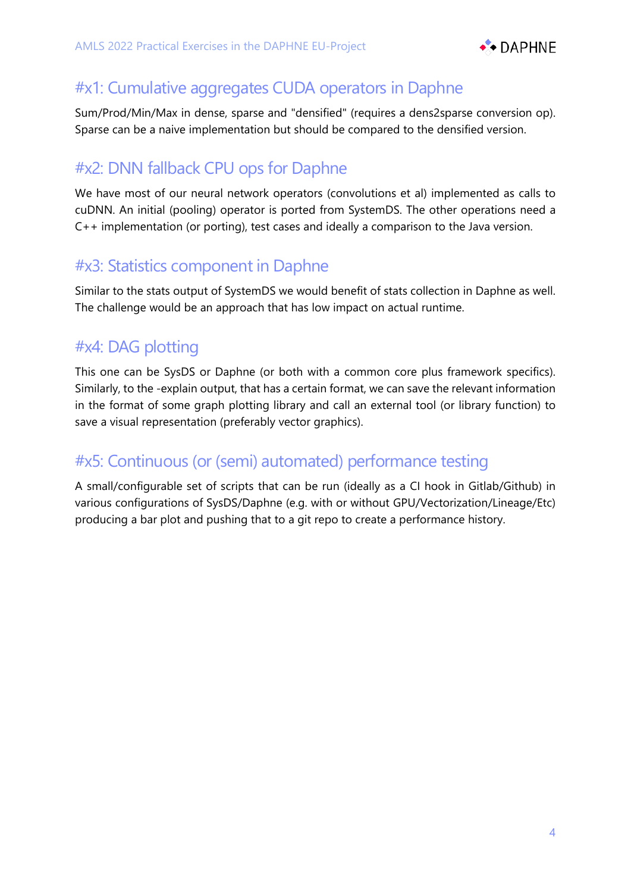## #x1: Cumulative aggregates CUDA operators in Daphne

Sum/Prod/Min/Max in dense, sparse and "densified" (requires a dens2sparse conversion op). Sparse can be a naive implementation but should be compared to the densified version.

## #x2: DNN fallback CPU ops for Daphne

We have most of our neural network operators (convolutions et al) implemented as calls to cuDNN. An initial (pooling) operator is ported from SystemDS. The other operations need a C++ implementation (or porting), test cases and ideally a comparison to the Java version.

## #x3: Statistics component in Daphne

Similar to the stats output of SystemDS we would benefit of stats collection in Daphne as well. The challenge would be an approach that has low impact on actual runtime.

## #x4: DAG plotting

This one can be SysDS or Daphne (or both with a common core plus framework specifics). Similarly, to the -explain output, that has a certain format, we can save the relevant information in the format of some graph plotting library and call an external tool (or library function) to save a visual representation (preferably vector graphics).

## #x5: Continuous (or (semi) automated) performance testing

A small/configurable set of scripts that can be run (ideally as a CI hook in Gitlab/Github) in various configurations of SysDS/Daphne (e.g. with or without GPU/Vectorization/Lineage/Etc) producing a bar plot and pushing that to a git repo to create a performance history.